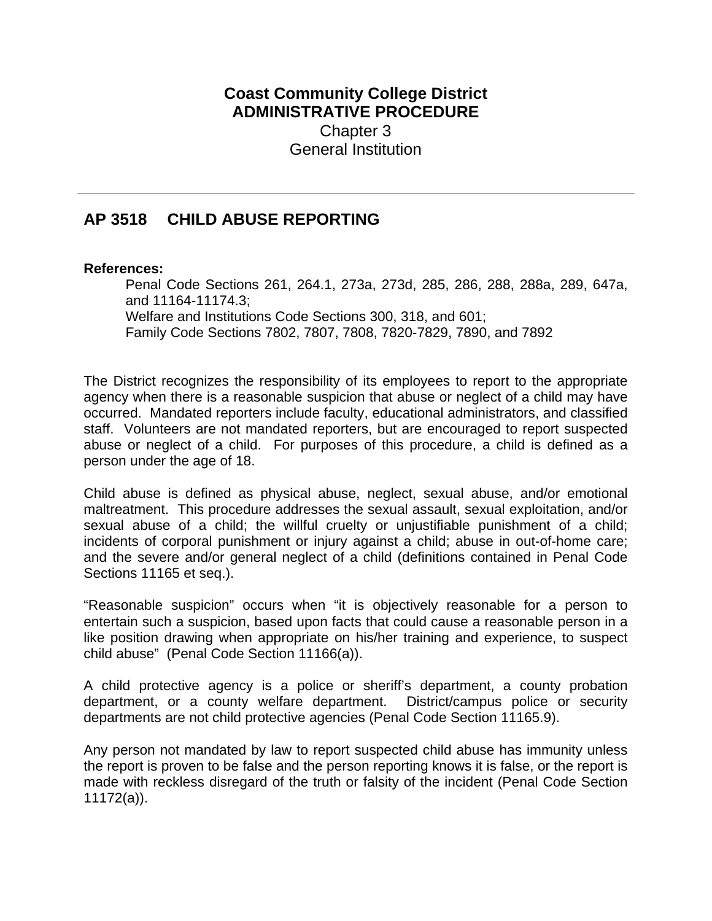**Coast Community College District**
**ADMINISTRATIVE PROCEDURE**
Chapter 3
General Institution

---

# AP 3518 CHILD ABUSE REPORTING

**References:**

Penal Code Sections 261, 264.1, 273a, 273d, 285, 286, 288, 288a, 289, 647a, and 11164-11174.3;
Welfare and Institutions Code Sections 300, 318, and 601;
Family Code Sections 7802, 7807, 7808, 7820-7829, 7890, and 7892

The District recognizes the responsibility of its employees to report to the appropriate agency when there is a reasonable suspicion that abuse or neglect of a child may have occurred. Mandated reporters include faculty, educational administrators, and classified staff. Volunteers are not mandated reporters, but are encouraged to report suspected abuse or neglect of a child. For purposes of this procedure, a child is defined as a person under the age of 18.

Child abuse is defined as physical abuse, neglect, sexual abuse, and/or emotional maltreatment. This procedure addresses the sexual assault, sexual exploitation, and/or sexual abuse of a child; the willful cruelty or unjustifiable punishment of a child; incidents of corporal punishment or injury against a child; abuse in out-of-home care; and the severe and/or general neglect of a child (definitions contained in Penal Code Sections 11165 et seq.).

"Reasonable suspicion" occurs when "it is objectively reasonable for a person to entertain such a suspicion, based upon facts that could cause a reasonable person in a like position drawing when appropriate on his/her training and experience, to suspect child abuse" (Penal Code Section 11166(a)).

A child protective agency is a police or sheriff's department, a county probation department, or a county welfare department. District/campus police or security departments are not child protective agencies (Penal Code Section 11165.9).

Any person not mandated by law to report suspected child abuse has immunity unless the report is proven to be false and the person reporting knows it is false, or the report is made with reckless disregard of the truth or falsity of the incident (Penal Code Section 11172(a)).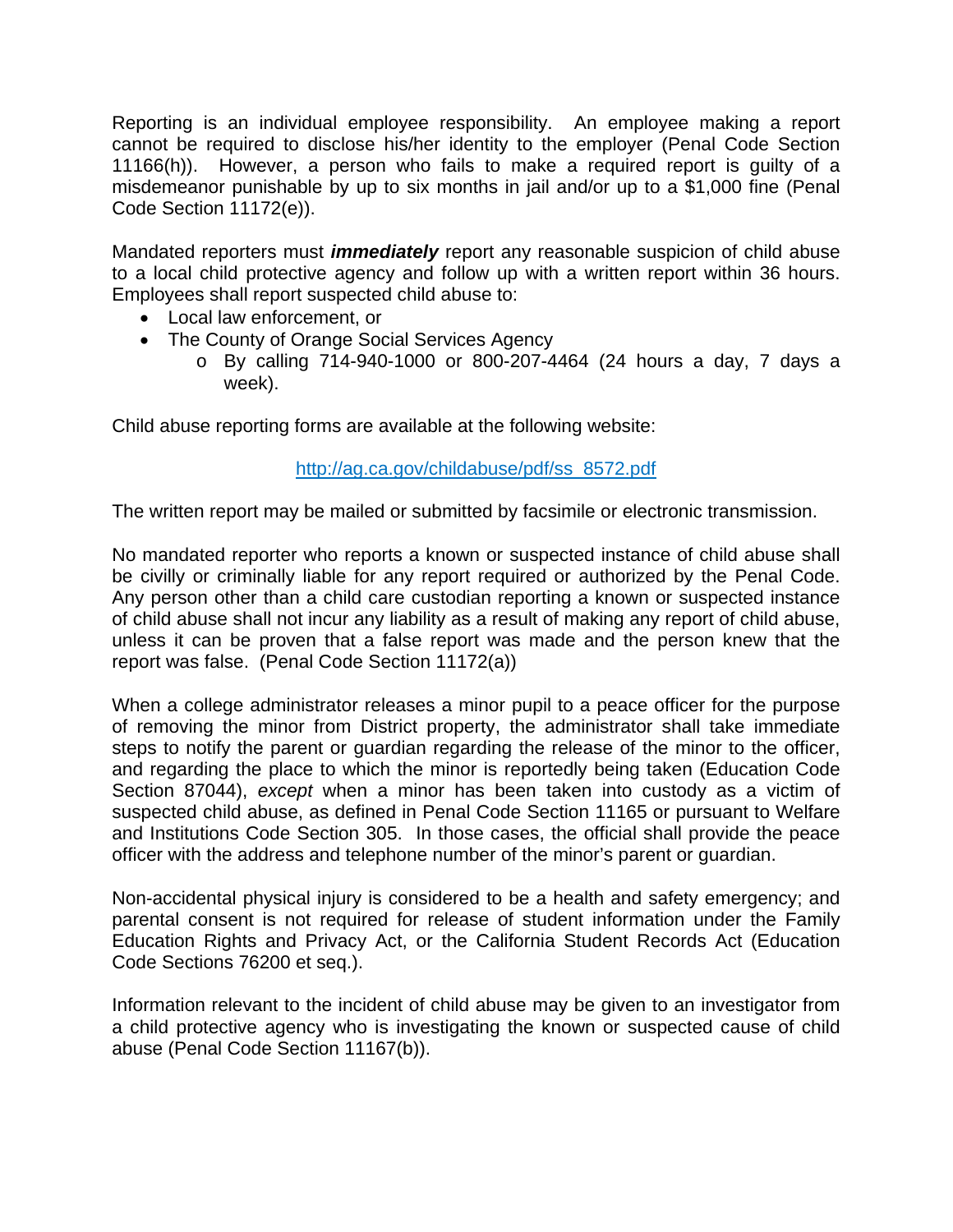Reporting is an individual employee responsibility. An employee making a report cannot be required to disclose his/her identity to the employer (Penal Code Section 11166(h)). However, a person who fails to make a required report is guilty of a misdemeanor punishable by up to six months in jail and/or up to a $1,000 fine (Penal Code Section 11172(e)).

Mandated reporters must ***immediately*** report any reasonable suspicion of child abuse to a local child protective agency and follow up with a written report within 36 hours. Employees shall report suspected child abuse to:

- Local law enforcement, or
- The County of Orange Social Services Agency
  - By calling 714-940-1000 or 800-207-4464 (24 hours a day, 7 days a week).

Child abuse reporting forms are available at the following website:

[http://ag.ca.gov/childabuse/pdf/ss_8572.pdf](http://ag.ca.gov/childabuse/pdf/ss_8572.pdf)

The written report may be mailed or submitted by facsimile or electronic transmission.

No mandated reporter who reports a known or suspected instance of child abuse shall be civilly or criminally liable for any report required or authorized by the Penal Code. Any person other than a child care custodian reporting a known or suspected instance of child abuse shall not incur any liability as a result of making any report of child abuse, unless it can be proven that a false report was made and the person knew that the report was false. (Penal Code Section 11172(a))

When a college administrator releases a minor pupil to a peace officer for the purpose of removing the minor from District property, the administrator shall take immediate steps to notify the parent or guardian regarding the release of the minor to the officer, and regarding the place to which the minor is reportedly being taken (Education Code Section 87044), *except* when a minor has been taken into custody as a victim of suspected child abuse, as defined in Penal Code Section 11165 or pursuant to Welfare and Institutions Code Section 305. In those cases, the official shall provide the peace officer with the address and telephone number of the minor's parent or guardian.

Non-accidental physical injury is considered to be a health and safety emergency; and parental consent is not required for release of student information under the Family Education Rights and Privacy Act, or the California Student Records Act (Education Code Sections 76200 et seq.).

Information relevant to the incident of child abuse may be given to an investigator from a child protective agency who is investigating the known or suspected cause of child abuse (Penal Code Section 11167(b)).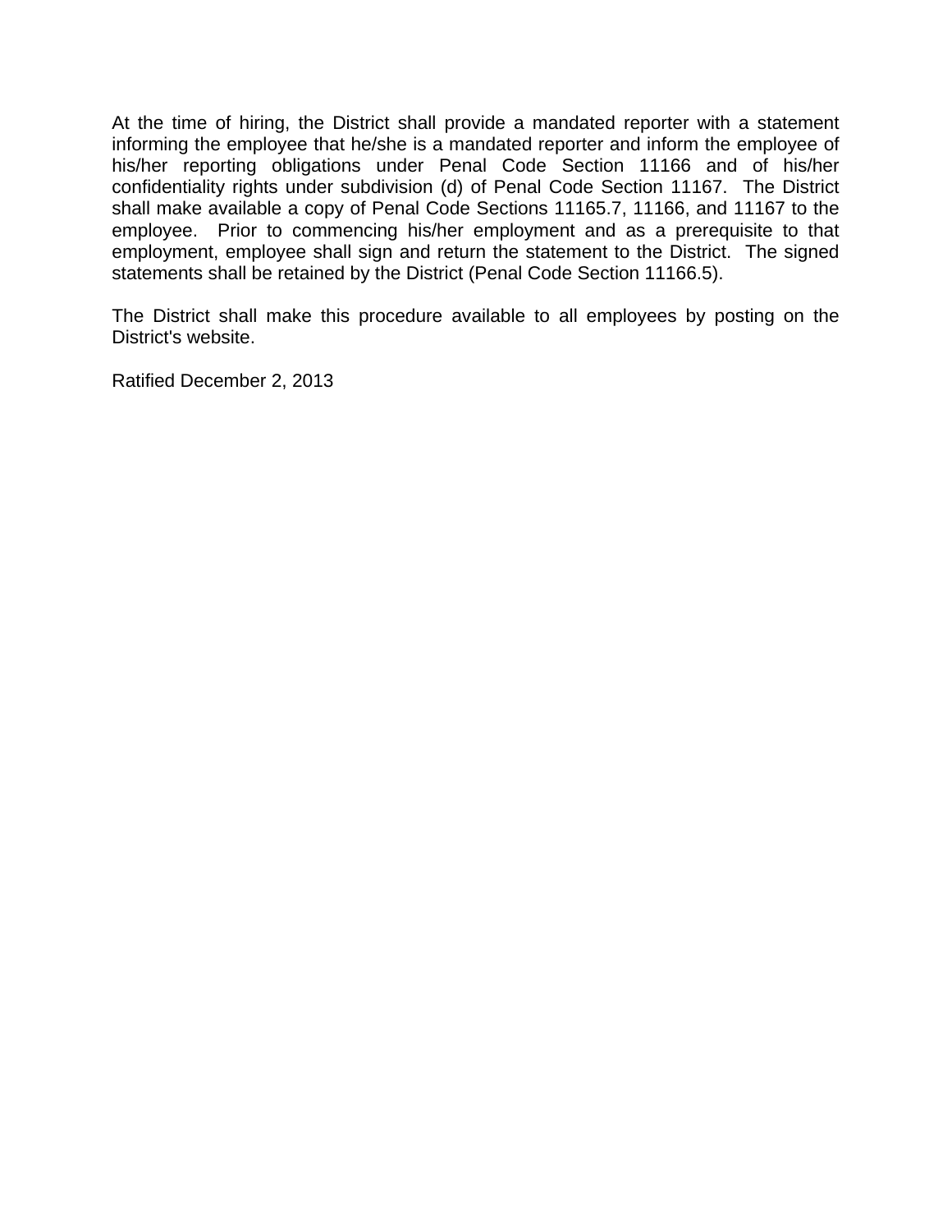At the time of hiring, the District shall provide a mandated reporter with a statement informing the employee that he/she is a mandated reporter and inform the employee of his/her reporting obligations under Penal Code Section 11166 and of his/her confidentiality rights under subdivision (d) of Penal Code Section 11167. The District shall make available a copy of Penal Code Sections 11165.7, 11166, and 11167 to the employee. Prior to commencing his/her employment and as a prerequisite to that employment, employee shall sign and return the statement to the District. The signed statements shall be retained by the District (Penal Code Section 11166.5).

The District shall make this procedure available to all employees by posting on the District's website.

Ratified December 2, 2013